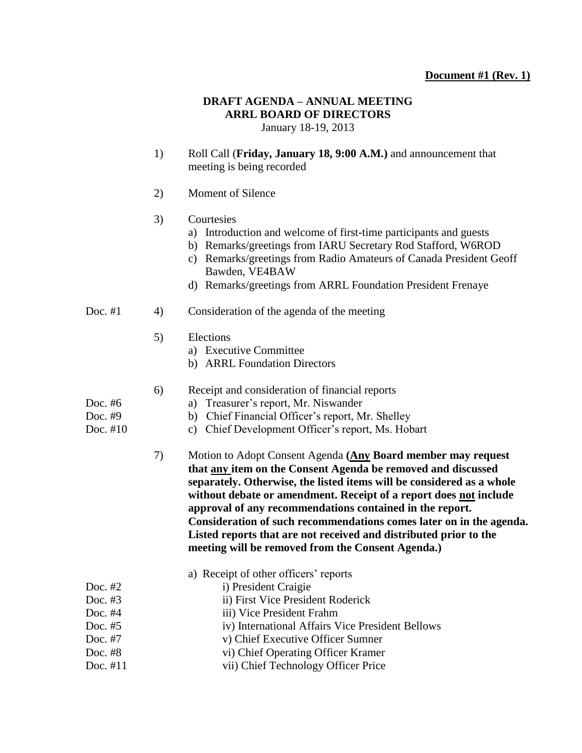**Document #1 (Rev. 1)**

# DRAFT AGENDA – ANNUAL MEETING
# ARRL BOARD OF DIRECTORS

January 18-19, 2013

1) Roll Call (**Friday, January 18, 9:00 A.M.**) and announcement that meeting is being recorded

2) Moment of Silence

3) Courtesies
   a) Introduction and welcome of first-time participants and guests
   b) Remarks/greetings from IARU Secretary Rod Stafford, W6ROD
   c) Remarks/greetings from Radio Amateurs of Canada President Geoff Bawden, VE4BAW
   d) Remarks/greetings from ARRL Foundation President Frenaye

Doc. #1 — 4) Consideration of the agenda of the meeting

5) Elections
   a) Executive Committee
   b) ARRL Foundation Directors

6) Receipt and consideration of financial reports
   - Doc. #6 — a) Treasurer's report, Mr. Niswander
   - Doc. #9 — b) Chief Financial Officer's report, Mr. Shelley
   - Doc. #10 — c) Chief Development Officer's report, Ms. Hobart

7) Motion to Adopt Consent Agenda **(Any Board member may request that any item on the Consent Agenda be removed and discussed separately. Otherwise, the listed items will be considered as a whole without debate or amendment. Receipt of a report does not include approval of any recommendations contained in the report. Consideration of such recommendations comes later on in the agenda. Listed reports that are not received and distributed prior to the meeting will be removed from the Consent Agenda.)**

   a) Receipt of other officers' reports
   - Doc. #2 — i) President Craigie
   - Doc. #3 — ii) First Vice President Roderick
   - Doc. #4 — iii) Vice President Frahm
   - Doc. #5 — iv) International Affairs Vice President Bellows
   - Doc. #7 — v) Chief Executive Officer Sumner
   - Doc. #8 — vi) Chief Operating Officer Kramer
   - Doc. #11 — vii) Chief Technology Officer Price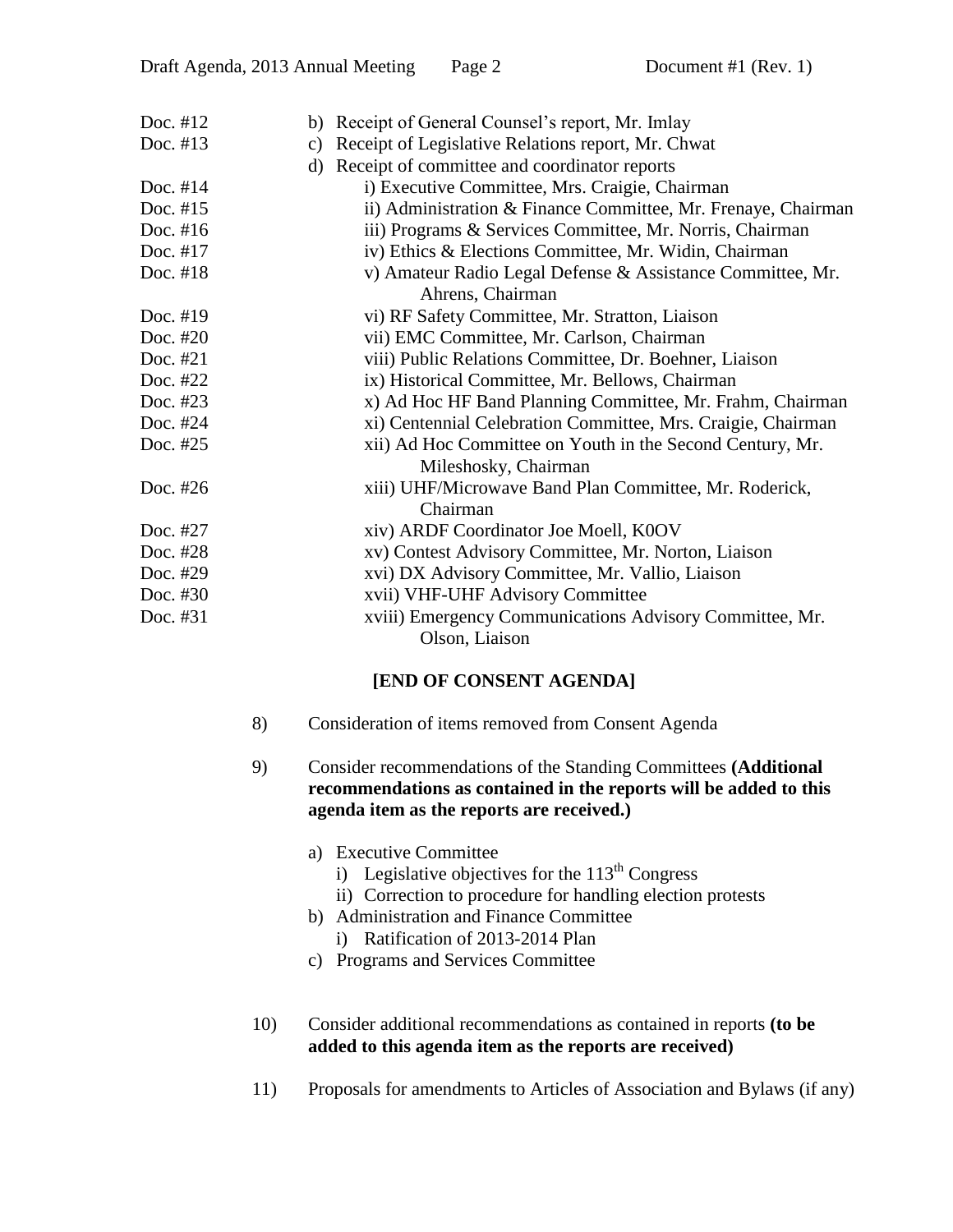| | |
|---|---|
| Doc. #12 | b) Receipt of General Counsel's report, Mr. Imlay |
| Doc. #13 | c) Receipt of Legislative Relations report, Mr. Chwat |
| | d) Receipt of committee and coordinator reports |
| Doc. #14 | i) Executive Committee, Mrs. Craigie, Chairman |
| Doc. #15 | ii) Administration & Finance Committee, Mr. Frenaye, Chairman |
| Doc. #16 | iii) Programs & Services Committee, Mr. Norris, Chairman |
| Doc. #17 | iv) Ethics & Elections Committee, Mr. Widin, Chairman |
| Doc. #18 | v) Amateur Radio Legal Defense & Assistance Committee, Mr. Ahrens, Chairman |
| Doc. #19 | vi) RF Safety Committee, Mr. Stratton, Liaison |
| Doc. #20 | vii) EMC Committee, Mr. Carlson, Chairman |
| Doc. #21 | viii) Public Relations Committee, Dr. Boehner, Liaison |
| Doc. #22 | ix) Historical Committee, Mr. Bellows, Chairman |
| Doc. #23 | x) Ad Hoc HF Band Planning Committee, Mr. Frahm, Chairman |
| Doc. #24 | xi) Centennial Celebration Committee, Mrs. Craigie, Chairman |
| Doc. #25 | xii) Ad Hoc Committee on Youth in the Second Century, Mr. Mileshosky, Chairman |
| Doc. #26 | xiii) UHF/Microwave Band Plan Committee, Mr. Roderick, Chairman |
| Doc. #27 | xiv) ARDF Coordinator Joe Moell, K0OV |
| Doc. #28 | xv) Contest Advisory Committee, Mr. Norton, Liaison |
| Doc. #29 | xvi) DX Advisory Committee, Mr. Vallio, Liaison |
| Doc. #30 | xvii) VHF-UHF Advisory Committee |
| Doc. #31 | xviii) Emergency Communications Advisory Committee, Mr. Olson, Liaison |

**[END OF CONSENT AGENDA]**

8) Consideration of items removed from Consent Agenda

9) Consider recommendations of the Standing Committees **(Additional recommendations as contained in the reports will be added to this agenda item as the reports are received.)**

   a) Executive Committee
      i) Legislative objectives for the 113th Congress
      ii) Correction to procedure for handling election protests
   b) Administration and Finance Committee
      i) Ratification of 2013-2014 Plan
   c) Programs and Services Committee

10) Consider additional recommendations as contained in reports **(to be added to this agenda item as the reports are received)**

11) Proposals for amendments to Articles of Association and Bylaws (if any)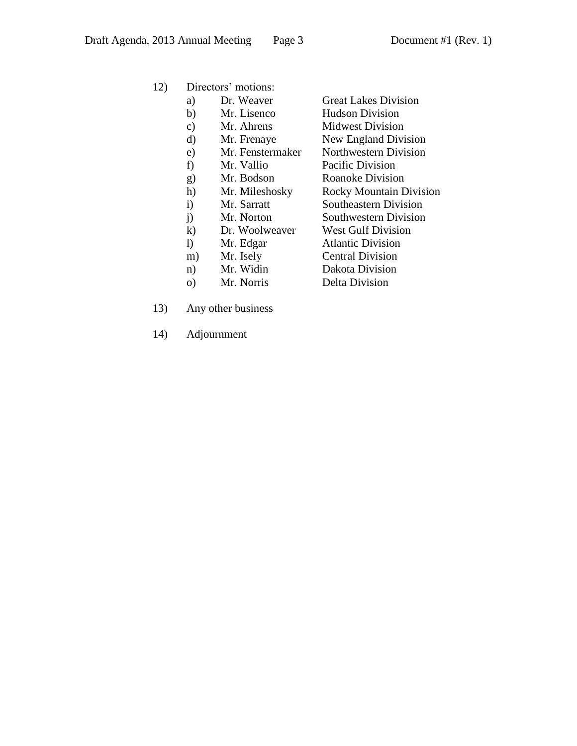12) Directors' motions:

| | | |
|---|---|---|
| a) | Dr. Weaver | Great Lakes Division |
| b) | Mr. Lisenco | Hudson Division |
| c) | Mr. Ahrens | Midwest Division |
| d) | Mr. Frenaye | New England Division |
| e) | Mr. Fenstermaker | Northwestern Division |
| f) | Mr. Vallio | Pacific Division |
| g) | Mr. Bodson | Roanoke Division |
| h) | Mr. Mileshosky | Rocky Mountain Division |
| i) | Mr. Sarratt | Southeastern Division |
| j) | Mr. Norton | Southwestern Division |
| k) | Dr. Woolweaver | West Gulf Division |
| l) | Mr. Edgar | Atlantic Division |
| m) | Mr. Isely | Central Division |
| n) | Mr. Widin | Dakota Division |
| o) | Mr. Norris | Delta Division |

13) Any other business

14) Adjournment